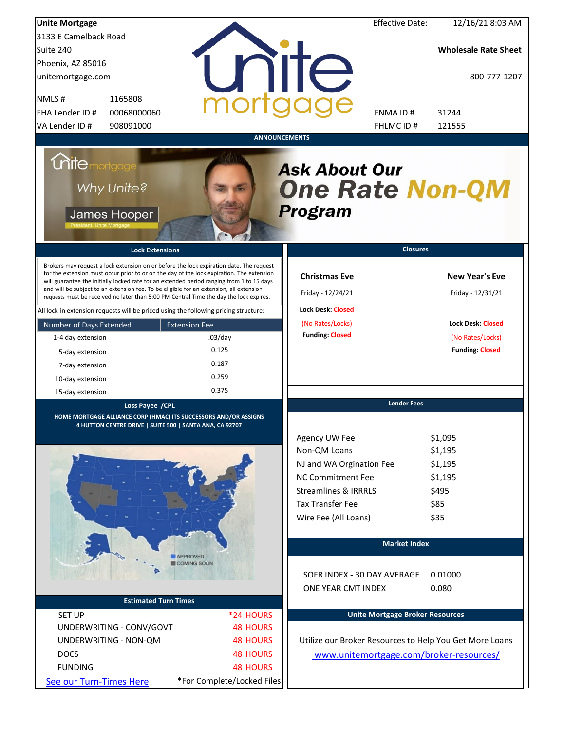**Unite Mortgage**
3133 E Camelback Road
Suite 240
Phoenix, AZ 85016
unitemortgage.com

| | |
|---|---|
| NMLS # | 1165808 |
| FHA Lender ID # | 00068000060 |
| VA Lender ID # | 908091000 |

Effective Date: 12/16/21 8:03 AM

**Wholesale Rate Sheet**

800-777-1207

| | |
|---|---|
| FNMA ID # | 31244 |
| FHLMC ID # | 121555 |

## ANNOUNCEMENTS

Unite mortgage — Why Unite? — James Hooper, President, Unite Mortgage

***Ask About Our One Rate Non-QM Program***

## Lock Extensions

Brokers may request a lock extension on or before the lock expiration date. The request for the extension must occur prior to or on the day of the lock expiration. The extension will guarantee the initially locked rate for an extended period ranging from 1 to 15 days and will be subject to an extension fee. To be eligible for an extension, all extension requests must be received no later than 5:00 PM Central Time the day the lock expires.

All lock-in extension requests will be priced using the following pricing structure:

| Number of Days Extended | Extension Fee |
|---|---|
| 1-4 day extension | .03/day |
| 5-day extension | 0.125 |
| 7-day extension | 0.187 |
| 10-day extension | 0.259 |
| 15-day extension | 0.375 |

## Closures

**Christmas Eve**
Friday - 12/24/21
**Lock Desk:** Closed
(No Rates/Locks)
**Funding:** Closed

**New Year's Eve**
Friday - 12/31/21
**Lock Desk:** Closed
(No Rates/Locks)
**Funding:** Closed

## Loss Payee /CPL

**HOME MORTGAGE ALLIANCE CORP (HMAC) ITS SUCCESSORS AND/OR ASSIGNS**
**4 HUTTON CENTRE DRIVE | SUITE 500 | SANTA ANA, CA 92707**

APPROVED
COMING SOON

## Lender Fees

| | |
|---|---|
| Agency UW Fee | $1,095 |
| Non-QM Loans | $1,195 |
| NJ and WA Orgination Fee | $1,195 |
| NC Commitment Fee | $1,195 |
| Streamlines & IRRRLS | $495 |
| Tax Transfer Fee | $85 |
| Wire Fee (All Loans) | $35 |

## Market Index

| | |
|---|---|
| SOFR INDEX - 30 DAY AVERAGE | 0.01000 |
| ONE YEAR CMT INDEX | 0.080 |

## Estimated Turn Times

| | |
|---|---|
| SET UP | *24 HOURS |
| UNDERWRITING - CONV/GOVT | 48 HOURS |
| UNDERWRITING - NON-QM | 48 HOURS |
| DOCS | 48 HOURS |
| FUNDING | 48 HOURS |

See our Turn-Times Here
*For Complete/Locked Files

## Unite Mortgage Broker Resources

Utilize our Broker Resources to Help You Get More Loans
www.unitemortgage.com/broker-resources/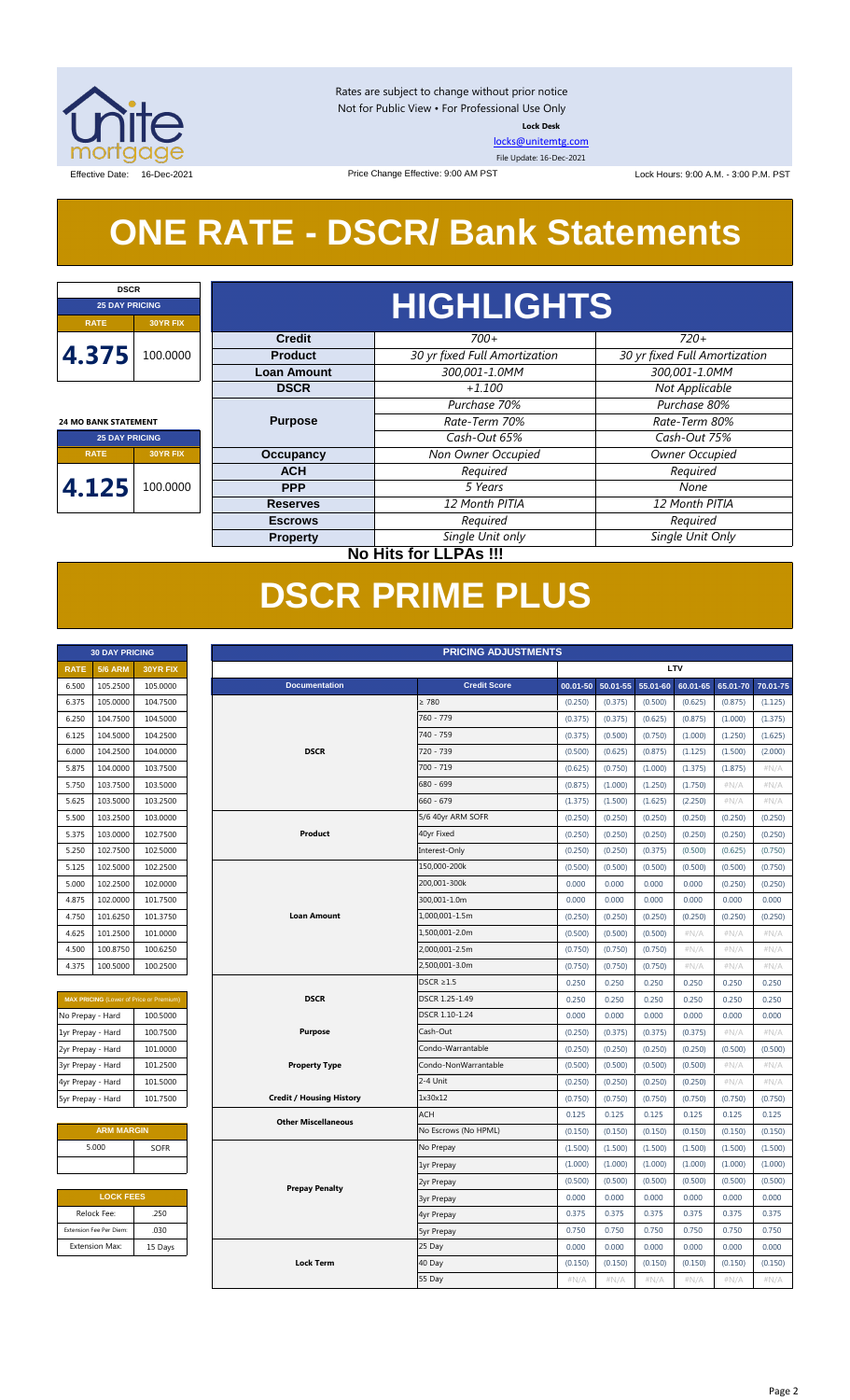Rates are subject to change without prior notice
Not for Public View • For Professional Use Only
**Lock Desk**
locks@unitemtg.com
File Update: 16-Dec-2021

Effective Date: 16-Dec-2021 | Price Change Effective: 9:00 AM PST | Lock Hours: 9:00 A.M. - 3:00 P.M. PST

# ONE RATE - DSCR/ Bank Statements

| DSCR | |
|---|---|
| **25 DAY PRICING** | |
| **RATE** | **30YR FIX** |
| 4.375 | 100.0000 |

| 24 MO BANK STATEMENT | |
|---|---|
| **25 DAY PRICING** | |
| **RATE** | **30YR FIX** |
| 4.125 | 100.0000 |

## HIGHLIGHTS

| | | |
|---|---|---|
| **Credit** | *700+* | *720+* |
| **Product** | *30 yr fixed Full Amortization* | *30 yr fixed Full Amortization* |
| **Loan Amount** | *300,001-1.0MM* | *300,001-1.0MM* |
| **DSCR** | *+1.100* | *Not Applicable* |
| **Purpose** | *Purchase 70%* | *Purchase 80%* |
| | *Rate-Term 70%* | *Rate-Term 80%* |
| | *Cash-Out 65%* | *Cash-Out 75%* |
| **Occupancy** | *Non Owner Occupied* | *Owner Occupied* |
| **ACH** | *Required* | *Required* |
| **PPP** | *5 Years* | *None* |
| **Reserves** | *12 Month PITIA* | *12 Month PITIA* |
| **Escrows** | *Required* | *Required* |
| **Property** | *Single Unit only* | *Single Unit Only* |

**No Hits for LLPAs !!!**

# DSCR PRIME PLUS

| 30 DAY PRICING | | |
|---|---|---|
| **RATE** | **5/6 ARM** | **30YR FIX** |
| 6.500 | 105.2500 | 105.0000 |
| 6.375 | 105.0000 | 104.7500 |
| 6.250 | 104.7500 | 104.5000 |
| 6.125 | 104.5000 | 104.2500 |
| 6.000 | 104.2500 | 104.0000 |
| 5.875 | 104.0000 | 103.7500 |
| 5.750 | 103.7500 | 103.5000 |
| 5.625 | 103.5000 | 103.2500 |
| 5.500 | 103.2500 | 103.0000 |
| 5.375 | 103.0000 | 102.7500 |
| 5.250 | 102.7500 | 102.5000 |
| 5.125 | 102.5000 | 102.2500 |
| 5.000 | 102.2500 | 102.0000 |
| 4.875 | 102.0000 | 101.7500 |
| 4.750 | 101.6250 | 101.3750 |
| 4.625 | 101.2500 | 101.0000 |
| 4.500 | 100.8750 | 100.6250 |
| 4.375 | 100.5000 | 100.2500 |

| MAX PRICING (Lower of Price or Premium) | |
|---|---|
| No Prepay - Hard | 100.5000 |
| 1yr Prepay - Hard | 100.7500 |
| 2yr Prepay - Hard | 101.0000 |
| 3yr Prepay - Hard | 101.2500 |
| 4yr Prepay - Hard | 101.5000 |
| 5yr Prepay - Hard | 101.7500 |

| ARM MARGIN | |
|---|---|
| 5.000 | SOFR |

| LOCK FEES | |
|---|---|
| Relock Fee: | .250 |
| Extension Fee Per Diem: | .030 |
| Extension Max: | 15 Days |

| PRICING ADJUSTMENTS | | LTV | | | | | |
|---|---|---|---|---|---|---|---|
| **Documentation** | **Credit Score** | **00.01-50** | **50.01-55** | **55.01-60** | **60.01-65** | **65.01-70** | **70.01-75** |
| DSCR | ≥ 780 | (0.250) | (0.375) | (0.500) | (0.625) | (0.875) | (1.125) |
| | 760 - 779 | (0.375) | (0.375) | (0.625) | (0.875) | (1.000) | (1.375) |
| | 740 - 759 | (0.375) | (0.500) | (0.750) | (1.000) | (1.250) | (1.625) |
| | 720 - 739 | (0.500) | (0.625) | (0.875) | (1.125) | (1.500) | (2.000) |
| | 700 - 719 | (0.625) | (0.750) | (1.000) | (1.375) | (1.875) | #N/A |
| | 680 - 699 | (0.875) | (1.000) | (1.250) | (1.750) | #N/A | #N/A |
| | 660 - 679 | (1.375) | (1.500) | (1.625) | (2.250) | #N/A | #N/A |
| Product | 5/6 40yr ARM SOFR | (0.250) | (0.250) | (0.250) | (0.250) | (0.250) | (0.250) |
| | 40yr Fixed | (0.250) | (0.250) | (0.250) | (0.250) | (0.250) | (0.250) |
| | Interest-Only | (0.250) | (0.250) | (0.375) | (0.500) | (0.625) | (0.750) |
| Loan Amount | 150,000-200k | (0.500) | (0.500) | (0.500) | (0.500) | (0.500) | (0.500) |
| | 200,001-300k | 0.000 | 0.000 | 0.000 | 0.000 | (0.250) | (0.250) |
| | 300,001-1.0m | 0.000 | 0.000 | 0.000 | 0.000 | 0.000 | 0.000 |
| | 1,000,001-1.5m | (0.250) | (0.250) | (0.250) | (0.250) | (0.250) | (0.250) |
| | 1,500,001-2.0m | (0.500) | (0.500) | (0.500) | #N/A | #N/A | #N/A |
| | 2,000,001-2.5m | (0.750) | (0.750) | (0.750) | #N/A | #N/A | #N/A |
| | 2,500,001-3.0m | (0.750) | (0.750) | (0.750) | #N/A | #N/A | #N/A |
| DSCR | DSCR ≥1.5 | 0.250 | 0.250 | 0.250 | 0.250 | 0.250 | 0.250 |
| | DSCR 1.25-1.49 | 0.250 | 0.250 | 0.250 | 0.250 | 0.250 | 0.250 |
| | DSCR 1.10-1.24 | 0.000 | 0.000 | 0.000 | 0.000 | 0.000 | 0.000 |
| Purpose | Cash-Out | (0.250) | (0.375) | (0.375) | (0.375) | #N/A | #N/A |
| Property Type | Condo-Warrantable | (0.250) | (0.250) | (0.250) | (0.250) | (0.500) | (0.500) |
| | Condo-NonWarrantable | (0.500) | (0.500) | (0.500) | (0.500) | #N/A | #N/A |
| | 2-4 Unit | (0.250) | (0.250) | (0.250) | (0.250) | #N/A | #N/A |
| Credit / Housing History | 1x30x12 | (0.750) | (0.750) | (0.750) | (0.750) | (0.750) | (0.750) |
| Other Miscellaneous | ACH | 0.125 | 0.125 | 0.125 | 0.125 | 0.125 | 0.125 |
| | No Escrows (No HPML) | (0.150) | (0.150) | (0.150) | (0.150) | (0.150) | (0.150) |
| Prepay Penalty | No Prepay | (1.500) | (1.500) | (1.500) | (1.500) | (1.500) | (1.500) |
| | 1yr Prepay | (1.000) | (1.000) | (1.000) | (1.000) | (1.000) | (1.000) |
| | 2yr Prepay | (0.500) | (0.500) | (0.500) | (0.500) | (0.500) | (0.500) |
| | 3yr Prepay | 0.000 | 0.000 | 0.000 | 0.000 | 0.000 | 0.000 |
| | 4yr Prepay | 0.375 | 0.375 | 0.375 | 0.375 | 0.375 | 0.375 |
| | 5yr Prepay | 0.750 | 0.750 | 0.750 | 0.750 | 0.750 | 0.750 |
| Lock Term | 25 Day | 0.000 | 0.000 | 0.000 | 0.000 | 0.000 | 0.000 |
| | 40 Day | (0.150) | (0.150) | (0.150) | (0.150) | (0.150) | (0.150) |
| | 55 Day | #N/A | #N/A | #N/A | #N/A | #N/A | #N/A |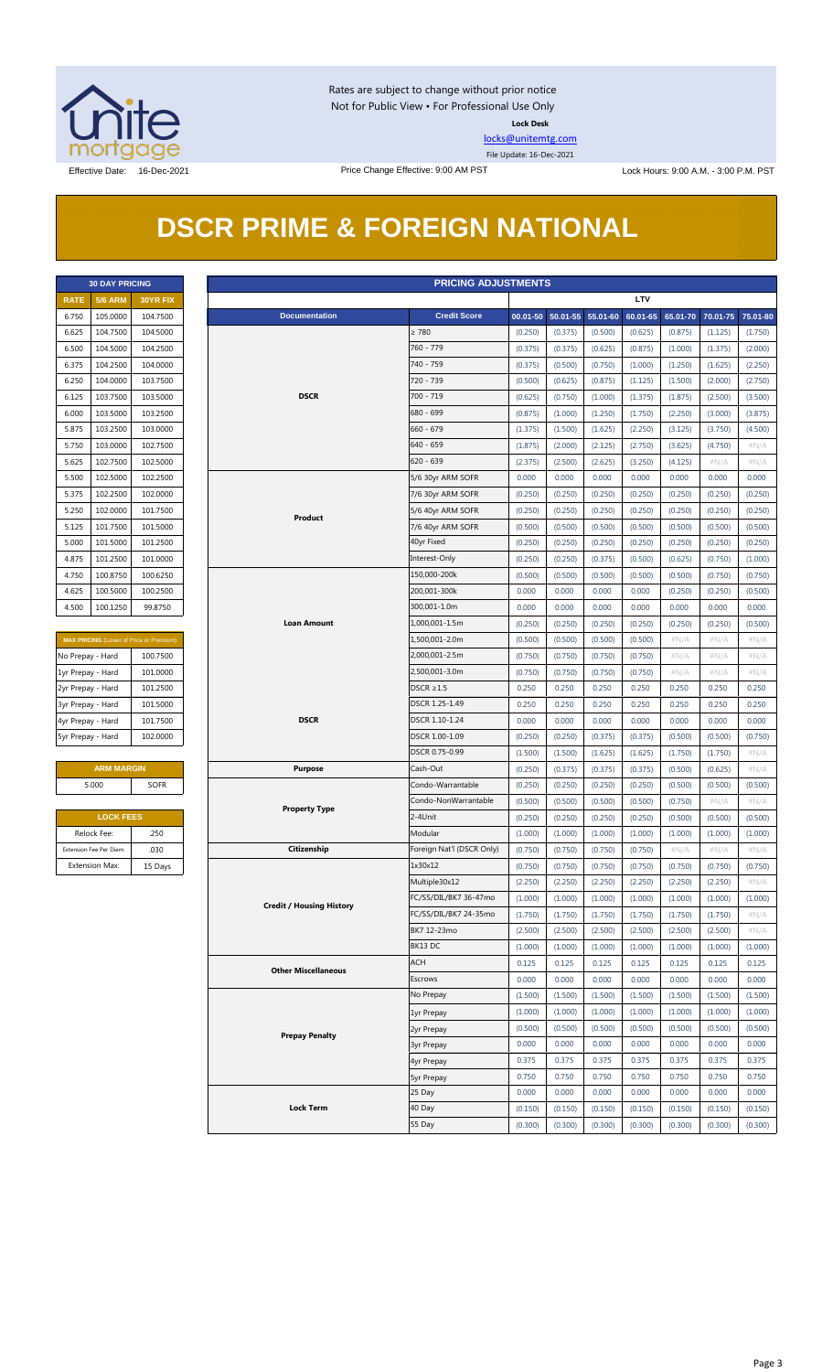Rates are subject to change without prior notice
Not for Public View • For Professional Use Only

**Lock Desk**

locks@unitemtg.com

File Update: 16-Dec-2021

Effective Date: 16-Dec-2021 | Price Change Effective: 9:00 AM PST | Lock Hours: 9:00 A.M. - 3:00 P.M. PST

# DSCR PRIME & FOREIGN NATIONAL

| 30 DAY PRICING | | |
|---|---|---|
| **RATE** | **5/6 ARM** | **30YR FIX** |
| 6.750 | 105.0000 | 104.7500 |
| 6.625 | 104.7500 | 104.5000 |
| 6.500 | 104.5000 | 104.2500 |
| 6.375 | 104.2500 | 104.0000 |
| 6.250 | 104.0000 | 103.7500 |
| 6.125 | 103.7500 | 103.5000 |
| 6.000 | 103.5000 | 103.2500 |
| 5.875 | 103.2500 | 103.0000 |
| 5.750 | 103.0000 | 102.7500 |
| 5.625 | 102.7500 | 102.5000 |
| 5.500 | 102.5000 | 102.2500 |
| 5.375 | 102.2500 | 102.0000 |
| 5.250 | 102.0000 | 101.7500 |
| 5.125 | 101.7500 | 101.5000 |
| 5.000 | 101.5000 | 101.2500 |
| 4.875 | 101.2500 | 101.0000 |
| 4.750 | 100.8750 | 100.6250 |
| 4.625 | 100.5000 | 100.2500 |
| 4.500 | 100.1250 | 99.8750 |

| MAX PRICING (Lower of Price or Premium) | |
|---|---|
| No Prepay - Hard | 100.7500 |
| 1yr Prepay - Hard | 101.0000 |
| 2yr Prepay - Hard | 101.2500 |
| 3yr Prepay - Hard | 101.5000 |
| 4yr Prepay - Hard | 101.7500 |
| 5yr Prepay - Hard | 102.0000 |

| ARM MARGIN | |
|---|---|
| 5.000 | SOFR |

| LOCK FEES | |
|---|---|
| Relock Fee: | .250 |
| Extension Fee Per Diem: | .030 |
| Extension Max: | 15 Days |

| PRICING ADJUSTMENTS | | | | | | | | |
|---|---|---|---|---|---|---|---|---|
| | | LTV | | | | | | |
| **Documentation** | **Credit Score** | **00.01-50** | **50.01-55** | **55.01-60** | **60.01-65** | **65.01-70** | **70.01-75** | **75.01-80** |
| DSCR | ≥ 780 | (0.250) | (0.375) | (0.500) | (0.625) | (0.875) | (1.125) | (1.750) |
| | 760 - 779 | (0.375) | (0.375) | (0.625) | (0.875) | (1.000) | (1.375) | (2.000) |
| | 740 - 759 | (0.375) | (0.500) | (0.750) | (1.000) | (1.250) | (1.625) | (2.250) |
| | 720 - 739 | (0.500) | (0.625) | (0.875) | (1.125) | (1.500) | (2.000) | (2.750) |
| | 700 - 719 | (0.625) | (0.750) | (1.000) | (1.375) | (1.875) | (2.500) | (3.500) |
| | 680 - 699 | (0.875) | (1.000) | (1.250) | (1.750) | (2.250) | (3.000) | (3.875) |
| | 660 - 679 | (1.375) | (1.500) | (1.625) | (2.250) | (3.125) | (3.750) | (4.500) |
| | 640 - 659 | (1.875) | (2.000) | (2.125) | (2.750) | (3.625) | (4.750) | #N/A |
| | 620 - 639 | (2.375) | (2.500) | (2.625) | (3.250) | (4.125) | #N/A | #N/A |
| Product | 5/6 30yr ARM SOFR | 0.000 | 0.000 | 0.000 | 0.000 | 0.000 | 0.000 | 0.000 |
| | 7/6 30yr ARM SOFR | (0.250) | (0.250) | (0.250) | (0.250) | (0.250) | (0.250) | (0.250) |
| | 5/6 40yr ARM SOFR | (0.250) | (0.250) | (0.250) | (0.250) | (0.250) | (0.250) | (0.250) |
| | 7/6 40yr ARM SOFR | (0.500) | (0.500) | (0.500) | (0.500) | (0.500) | (0.500) | (0.500) |
| | 40yr Fixed | (0.250) | (0.250) | (0.250) | (0.250) | (0.250) | (0.250) | (0.250) |
| | Interest-Only | (0.250) | (0.250) | (0.375) | (0.500) | (0.625) | (0.750) | (1.000) |
| Loan Amount | 150,000-200k | (0.500) | (0.500) | (0.500) | (0.500) | (0.500) | (0.750) | (0.750) |
| | 200,001-300k | 0.000 | 0.000 | 0.000 | 0.000 | (0.250) | (0.250) | (0.500) |
| | 300,001-1.0m | 0.000 | 0.000 | 0.000 | 0.000 | 0.000 | 0.000 | 0.000 |
| | 1,000,001-1.5m | (0.250) | (0.250) | (0.250) | (0.250) | (0.250) | (0.250) | (0.500) |
| | 1,500,001-2.0m | (0.500) | (0.500) | (0.500) | (0.500) | #N/A | #N/A | #N/A |
| | 2,000,001-2.5m | (0.750) | (0.750) | (0.750) | (0.750) | #N/A | #N/A | #N/A |
| | 2,500,001-3.0m | (0.750) | (0.750) | (0.750) | (0.750) | #N/A | #N/A | #N/A |
| DSCR | DSCR ≥1.5 | 0.250 | 0.250 | 0.250 | 0.250 | 0.250 | 0.250 | 0.250 |
| | DSCR 1.25-1.49 | 0.250 | 0.250 | 0.250 | 0.250 | 0.250 | 0.250 | 0.250 |
| | DSCR 1.10-1.24 | 0.000 | 0.000 | 0.000 | 0.000 | 0.000 | 0.000 | 0.000 |
| | DSCR 1.00-1.09 | (0.250) | (0.250) | (0.375) | (0.375) | (0.500) | (0.500) | (0.750) |
| | DSCR 0.75-0.99 | (1.500) | (1.500) | (1.625) | (1.625) | (1.750) | (1.750) | #N/A |
| Purpose | Cash-Out | (0.250) | (0.375) | (0.375) | (0.375) | (0.500) | (0.625) | #N/A |
| Property Type | Condo-Warrantable | (0.250) | (0.250) | (0.250) | (0.250) | (0.500) | (0.500) | (0.500) |
| | Condo-NonWarrantable | (0.500) | (0.500) | (0.500) | (0.500) | (0.750) | #N/A | #N/A |
| | 2-4Unit | (0.250) | (0.250) | (0.250) | (0.250) | (0.500) | (0.500) | (0.500) |
| | Modular | (1.000) | (1.000) | (1.000) | (1.000) | (1.000) | (1.000) | (1.000) |
| Citizenship | Foreign Nat'l (DSCR Only) | (0.750) | (0.750) | (0.750) | (0.750) | #N/A | #N/A | #N/A |
| Credit / Housing History | 1x30x12 | (0.750) | (0.750) | (0.750) | (0.750) | (0.750) | (0.750) | (0.750) |
| | Multiple30x12 | (2.250) | (2.250) | (2.250) | (2.250) | (2.250) | (2.250) | #N/A |
| | FC/SS/DIL/BK7 36-47mo | (1.000) | (1.000) | (1.000) | (1.000) | (1.000) | (1.000) | (1.000) |
| | FC/SS/DIL/BK7 24-35mo | (1.750) | (1.750) | (1.750) | (1.750) | (1.750) | (1.750) | #N/A |
| | BK7 12-23mo | (2.500) | (2.500) | (2.500) | (2.500) | (2.500) | (2.500) | #N/A |
| | BK13 DC | (1.000) | (1.000) | (1.000) | (1.000) | (1.000) | (1.000) | (1.000) |
| Other Miscellaneous | ACH | 0.125 | 0.125 | 0.125 | 0.125 | 0.125 | 0.125 | 0.125 |
| | Escrows | 0.000 | 0.000 | 0.000 | 0.000 | 0.000 | 0.000 | 0.000 |
| Prepay Penalty | No Prepay | (1.500) | (1.500) | (1.500) | (1.500) | (1.500) | (1.500) | (1.500) |
| | 1yr Prepay | (1.000) | (1.000) | (1.000) | (1.000) | (1.000) | (1.000) | (1.000) |
| | 2yr Prepay | (0.500) | (0.500) | (0.500) | (0.500) | (0.500) | (0.500) | (0.500) |
| | 3yr Prepay | 0.000 | 0.000 | 0.000 | 0.000 | 0.000 | 0.000 | 0.000 |
| | 4yr Prepay | 0.375 | 0.375 | 0.375 | 0.375 | 0.375 | 0.375 | 0.375 |
| | 5yr Prepay | 0.750 | 0.750 | 0.750 | 0.750 | 0.750 | 0.750 | 0.750 |
| Lock Term | 25 Day | 0.000 | 0.000 | 0.000 | 0.000 | 0.000 | 0.000 | 0.000 |
| | 40 Day | (0.150) | (0.150) | (0.150) | (0.150) | (0.150) | (0.150) | (0.150) |
| | 55 Day | (0.300) | (0.300) | (0.300) | (0.300) | (0.300) | (0.300) | (0.300) |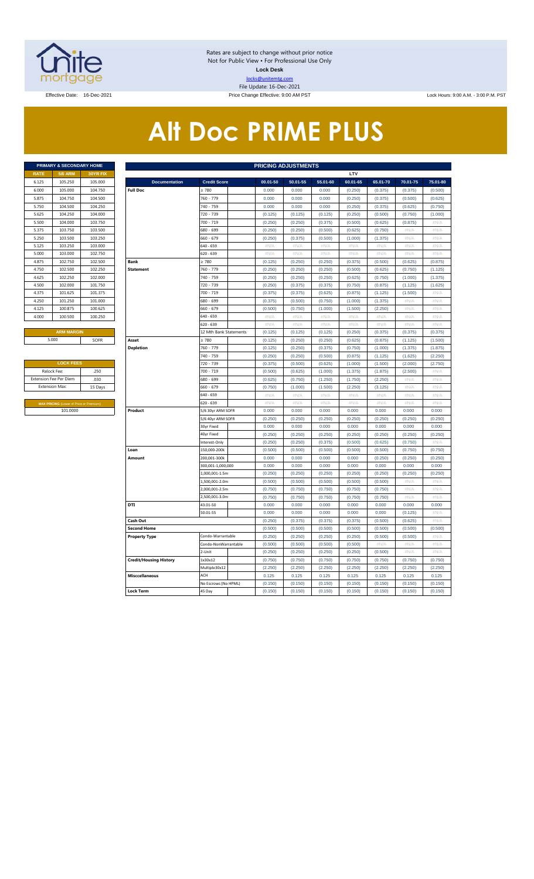Rates are subject to change without prior notice
Not for Public View • For Professional Use Only
**Lock Desk**
locks@unitemtg.com
File Update: 16-Dec-2021

Effective Date: 16-Dec-2021 | Price Change Effective: 9:00 AM PST | Lock Hours: 9:00 A.M. - 3:00 P.M. PST

# Alt Doc PRIME PLUS

| PRIMARY & SECONDARY HOME | | |
|---|---|---|
| RATE | 5/6 ARM | 30YR FIX |
| 6.125 | 105.250 | 105.000 |
| 6.000 | 105.000 | 104.750 |
| 5.875 | 104.750 | 104.500 |
| 5.750 | 104.500 | 104.250 |
| 5.625 | 104.250 | 104.000 |
| 5.500 | 104.000 | 103.750 |
| 5.375 | 103.750 | 103.500 |
| 5.250 | 103.500 | 103.250 |
| 5.125 | 103.250 | 103.000 |
| 5.000 | 103.000 | 102.750 |
| 4.875 | 102.750 | 102.500 |
| 4.750 | 102.500 | 102.250 |
| 4.625 | 102.250 | 102.000 |
| 4.500 | 102.000 | 101.750 |
| 4.375 | 101.625 | 101.375 |
| 4.250 | 101.250 | 101.000 |
| 4.125 | 100.875 | 100.625 |
| 4.000 | 100.500 | 100.250 |

| ARM MARGIN | |
|---|---|
| 5.000 | SOFR |

| LOCK FEES | |
|---|---|
| Relock Fee: | .250 |
| Extension Fee Per Diem | .030 |
| Extension Max: | 15 Days |

| MAX PRICING (Lower of Price or Premium) |
|---|
| 101.0000 |

| PRICING ADJUSTMENTS | | | | | | | | | |
|---|---|---|---|---|---|---|---|---|---|
| | | | LTV | | | | | | |
| Documentation | Credit Score | | 00.01-50 | 50.01-55 | 55.01-60 | 60.01-65 | 65.01-70 | 70.01-75 | 75.01-80 |
| Full Doc | ≥ 780 | | 0.000 | 0.000 | 0.000 | (0.250) | (0.375) | (0.375) | (0.500) |
| | 760 - 779 | | 0.000 | 0.000 | 0.000 | (0.250) | (0.375) | (0.500) | (0.625) |
| | 740 - 759 | | 0.000 | 0.000 | 0.000 | (0.250) | (0.375) | (0.625) | (0.750) |
| | 720 - 739 | | (0.125) | (0.125) | (0.125) | (0.250) | (0.500) | (0.750) | (1.000) |
| | 700 - 719 | | (0.250) | (0.250) | (0.375) | (0.500) | (0.625) | (0.875) | #N/A |
| | 680 - 699 | | (0.250) | (0.250) | (0.500) | (0.625) | (0.750) | #N/A | #N/A |
| | 660 - 679 | | (0.250) | (0.375) | (0.500) | (1.000) | (1.375) | #N/A | #N/A |
| | 640 - 659 | | #N/A | #N/A | #N/A | #N/A | #N/A | #N/A | #N/A |
| | 620 - 639 | | #N/A | #N/A | #N/A | #N/A | #N/A | #N/A | #N/A |
| Bank Statement | ≥ 780 | | (0.125) | (0.250) | (0.250) | (0.375) | (0.500) | (0.625) | (0.875) |
| | 760 - 779 | | (0.250) | (0.250) | (0.250) | (0.500) | (0.625) | (0.750) | (1.125) |
| | 740 - 759 | | (0.250) | (0.250) | (0.250) | (0.625) | (0.750) | (1.000) | (1.375) |
| | 720 - 739 | | (0.250) | (0.375) | (0.375) | (0.750) | (0.875) | (1.125) | (1.625) |
| | 700 - 719 | | (0.375) | (0.375) | (0.625) | (0.875) | (1.125) | (1.500) | #N/A |
| | 680 - 699 | | (0.375) | (0.500) | (0.750) | (1.000) | (1.375) | #N/A | #N/A |
| | 660 - 679 | | (0.500) | (0.750) | (1.000) | (1.500) | (2.250) | #N/A | #N/A |
| | 640 - 659 | | #N/A | #N/A | #N/A | #N/A | #N/A | #N/A | #N/A |
| | 620 - 639 | | #N/A | #N/A | #N/A | #N/A | #N/A | #N/A | #N/A |
| | 12 Mth Bank Statements | | (0.125) | (0.125) | (0.125) | (0.250) | (0.375) | (0.375) | (0.375) |
| Asset Depletion | ≥ 780 | | (0.125) | (0.250) | (0.250) | (0.625) | (0.875) | (1.125) | (1.500) |
| | 760 - 779 | | (0.125) | (0.250) | (0.375) | (0.750) | (1.000) | (1.375) | (1.875) |
| | 740 - 759 | | (0.250) | (0.250) | (0.500) | (0.875) | (1.125) | (1.625) | (2.250) |
| | 720 - 739 | | (0.375) | (0.500) | (0.625) | (1.000) | (1.500) | (2.000) | (2.750) |
| | 700 - 719 | | (0.500) | (0.625) | (1.000) | (1.375) | (1.875) | (2.500) | #N/A |
| | 680 - 699 | | (0.625) | (0.750) | (1.250) | (1.750) | (2.250) | #N/A | #N/A |
| | 660 - 679 | | (0.750) | (1.000) | (1.500) | (2.250) | (3.125) | #N/A | #N/A |
| | 640 - 659 | | #N/A | #N/A | #N/A | #N/A | #N/A | #N/A | #N/A |
| | 620 - 639 | | #N/A | #N/A | #N/A | #N/A | #N/A | #N/A | #N/A |
| Product | 5/6 30yr ARM SOFR | | 0.000 | 0.000 | 0.000 | 0.000 | 0.000 | 0.000 | 0.000 |
| | 5/6 40yr ARM SOFR | | (0.250) | (0.250) | (0.250) | (0.250) | (0.250) | (0.250) | (0.250) |
| | 30yr Fixed | | 0.000 | 0.000 | 0.000 | 0.000 | 0.000 | 0.000 | 0.000 |
| | 40yr Fixed | | (0.250) | (0.250) | (0.250) | (0.250) | (0.250) | (0.250) | (0.250) |
| | Interest-Only | | (0.250) | (0.250) | (0.375) | (0.500) | (0.625) | (0.750) | #N/A |
| Loan Amount | 150,000-200k | | (0.500) | (0.500) | (0.500) | (0.500) | (0.500) | (0.750) | (0.750) |
| | 200,001-300k | | 0.000 | 0.000 | 0.000 | 0.000 | (0.250) | (0.250) | (0.250) |
| | 300,001-1,000,000 | | 0.000 | 0.000 | 0.000 | 0.000 | 0.000 | 0.000 | 0.000 |
| | 1,000,001-1.5m | | (0.250) | (0.250) | (0.250) | (0.250) | (0.250) | (0.250) | (0.250) |
| | 1,500,001-2.0m | | (0.500) | (0.500) | (0.500) | (0.500) | (0.500) | #N/A | #N/A |
| | 2,000,001-2.5m | | (0.750) | (0.750) | (0.750) | (0.750) | (0.750) | #N/A | #N/A |
| | 2,500,001-3.0m | | (0.750) | (0.750) | (0.750) | (0.750) | (0.750) | #N/A | #N/A |
| DTI | 43.01-50 | | 0.000 | 0.000 | 0.000 | 0.000 | 0.000 | 0.000 | 0.000 |
| | 50.01-55 | | 0.000 | 0.000 | 0.000 | 0.000 | 0.000 | (0.125) | #N/A |
| Cash Out | | | (0.250) | (0.375) | (0.375) | (0.375) | (0.500) | (0.625) | #N/A |
| Second Home | | | (0.500) | (0.500) | (0.500) | (0.500) | (0.500) | (0.500) | (0.500) |
| Property Type | Condo-Warrantable | | (0.250) | (0.250) | (0.250) | (0.250) | (0.500) | (0.500) | #N/A |
| | Condo-NonWarrantable | | (0.500) | (0.500) | (0.500) | (0.500) | #N/A | #N/A | #N/A |
| | 2-Unit | | (0.250) | (0.250) | (0.250) | (0.250) | (0.500) | #N/A | #N/A |
| Credit/Housing History | 1x30x12 | | (0.750) | (0.750) | (0.750) | (0.750) | (0.750) | (0.750) | (0.750) |
| | Multiple30x12 | | (2.250) | (2.250) | (2.250) | (2.250) | (2.250) | (2.250) | (2.250) |
| Misccellaneous | ACH | | 0.125 | 0.125 | 0.125 | 0.125 | 0.125 | 0.125 | 0.125 |
| | No Escrows (No HPML) | | (0.150) | (0.150) | (0.150) | (0.150) | (0.150) | (0.150) | (0.150) |
| Lock Term | 45 Day | | (0.150) | (0.150) | (0.150) | (0.150) | (0.150) | (0.150) | (0.150) |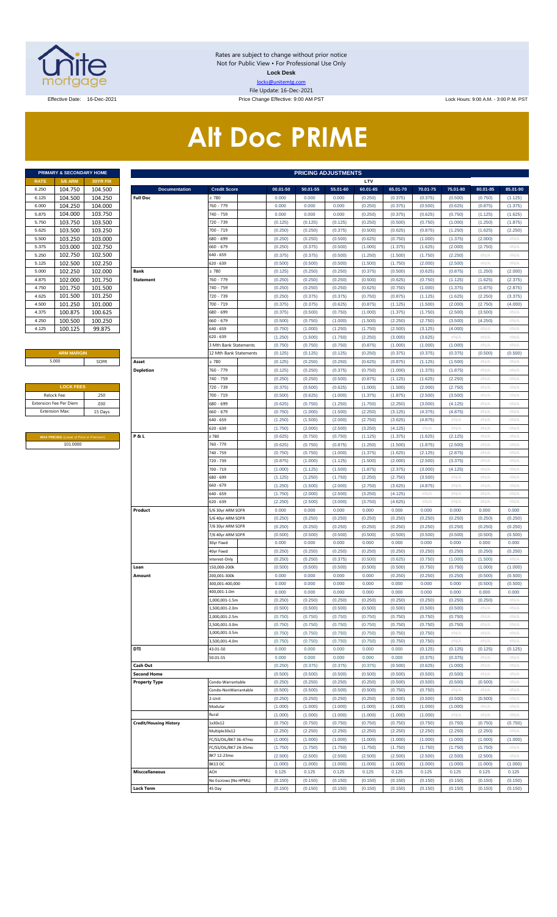Rates are subject to change without prior notice
Not for Public View • For Professional Use Only
**Lock Desk**
locks@unitemtg.com
File Update: 16-Dec-2021

Effective Date: 16-Dec-2021 | Price Change Effective: 9:00 AM PST | Lock Hours: 9:00 A.M. - 3:00 P.M. PST

# Alt Doc PRIME

| PRIMARY & SECONDARY HOME | | |
|---|---|---|
| **RATE** | **5/6 ARM** | **30YR FIX** |
| 6.250 | 104.750 | 104.500 |
| 6.125 | 104.500 | 104.250 |
| 6.000 | 104.250 | 104.000 |
| 5.875 | 104.000 | 103.750 |
| 5.750 | 103.750 | 103.500 |
| 5.625 | 103.500 | 103.250 |
| 5.500 | 103.250 | 103.000 |
| 5.375 | 103.000 | 102.750 |
| 5.250 | 102.750 | 102.500 |
| 5.125 | 102.500 | 102.250 |
| 5.000 | 102.250 | 102.000 |
| 4.875 | 102.000 | 101.750 |
| 4.750 | 101.750 | 101.500 |
| 4.625 | 101.500 | 101.250 |
| 4.500 | 101.250 | 101.000 |
| 4.375 | 100.875 | 100.625 |
| 4.250 | 100.500 | 100.250 |
| 4.125 | 100.125 | 99.875 |

| ARM MARGIN | |
|---|---|
| 5.000 | SOFR |

| LOCK FEES | |
|---|---|
| Relock Fee: | .250 |
| Extension Fee Per Diem | .030 |
| Extension Max: | 15 Days |

| MAX PRICING (Lower of Price or Premium) |
|---|
| 101.0000 |

| PRICING ADJUSTMENTS | | | | | | | | | | |
|---|---|---|---|---|---|---|---|---|---|---|
| | | LTV | | | | | | | | |
| **Documentation** | **Credit Score** | **00.01-50** | **50.01-55** | **55.01-60** | **60.01-65** | **65.01-70** | **70.01-75** | **75.01-80** | **80.01-85** | **85.01-90** |
| **Full Doc** | ≥ 780 | 0.000 | 0.000 | 0.000 | (0.250) | (0.375) | (0.375) | (0.500) | (0.750) | (1.125) |
| | 760 - 779 | 0.000 | 0.000 | 0.000 | (0.250) | (0.375) | (0.500) | (0.625) | (0.875) | (1.375) |
| | 740 - 759 | 0.000 | 0.000 | 0.000 | (0.250) | (0.375) | (0.625) | (0.750) | (1.125) | (1.625) |
| | 720 - 739 | (0.125) | (0.125) | (0.125) | (0.250) | (0.500) | (0.750) | (1.000) | (1.250) | (1.875) |
| | 700 - 719 | (0.250) | (0.250) | (0.375) | (0.500) | (0.625) | (0.875) | (1.250) | (1.625) | (2.250) |
| | 680 - 699 | (0.250) | (0.250) | (0.500) | (0.625) | (0.750) | (1.000) | (1.375) | (2.000) | #N/A |
| | 660 - 679 | (0.250) | (0.375) | (0.500) | (1.000) | (1.375) | (1.625) | (2.000) | (2.750) | #N/A |
| | 640 - 659 | (0.375) | (0.375) | (0.500) | (1.250) | (1.500) | (1.750) | (2.250) | #N/A | #N/A |
| | 620 - 639 | (0.500) | (0.500) | (0.500) | (1.500) | (1.750) | (2.000) | (2.500) | #N/A | #N/A |
| **Bank** | ≥ 780 | (0.125) | (0.250) | (0.250) | (0.375) | (0.500) | (0.625) | (0.875) | (1.250) | (2.000) |
| **Statement** | 760 - 779 | (0.250) | (0.250) | (0.250) | (0.500) | (0.625) | (0.750) | (1.125) | (1.625) | (2.375) |
| | 740 - 759 | (0.250) | (0.250) | (0.250) | (0.625) | (0.750) | (1.000) | (1.375) | (1.875) | (2.875) |
| | 720 - 739 | (0.250) | (0.375) | (0.375) | (0.750) | (0.875) | (1.125) | (1.625) | (2.250) | (3.375) |
| | 700 - 719 | (0.375) | (0.375) | (0.625) | (0.875) | (1.125) | (1.500) | (2.000) | (2.750) | (4.000) |
| | 680 - 699 | (0.375) | (0.500) | (0.750) | (1.000) | (1.375) | (1.750) | (2.500) | (3.500) | #N/A |
| | 660 - 679 | (0.500) | (0.750) | (1.000) | (1.500) | (2.250) | (2.750) | (3.500) | (4.250) | #N/A |
| | 640 - 659 | (0.750) | (1.000) | (1.250) | (1.750) | (2.500) | (3.125) | (4.000) | #N/A | #N/A |
| | 620 - 639 | (1.250) | (1.500) | (1.750) | (2.250) | (3.000) | (3.625) | #N/A | #N/A | #N/A |
| | 3 Mth Bank Statements | (0.750) | (0.750) | (0.750) | (0.875) | (1.000) | (1.000) | (1.000) | #N/A | #N/A |
| | 12 Mth Bank Statements | (0.125) | (0.125) | (0.125) | (0.250) | (0.375) | (0.375) | (0.375) | (0.500) | (0.500) |
| **Asset** | ≥ 780 | (0.125) | (0.250) | (0.250) | (0.625) | (0.875) | (1.125) | (1.500) | #N/A | #N/A |
| **Depletion** | 760 - 779 | (0.125) | (0.250) | (0.375) | (0.750) | (1.000) | (1.375) | (1.875) | #N/A | #N/A |
| | 740 - 759 | (0.250) | (0.250) | (0.500) | (0.875) | (1.125) | (1.625) | (2.250) | #N/A | #N/A |
| | 720 - 739 | (0.375) | (0.500) | (0.625) | (1.000) | (1.500) | (2.000) | (2.750) | #N/A | #N/A |
| | 700 - 719 | (0.500) | (0.625) | (1.000) | (1.375) | (1.875) | (2.500) | (3.500) | #N/A | #N/A |
| | 680 - 699 | (0.625) | (0.750) | (1.250) | (1.750) | (2.250) | (3.000) | (4.125) | #N/A | #N/A |
| | 660 - 679 | (0.750) | (1.000) | (1.500) | (2.250) | (3.125) | (4.375) | (4.875) | #N/A | #N/A |
| | 640 - 659 | (1.250) | (1.500) | (2.000) | (2.750) | (3.625) | (4.875) | #N/A | #N/A | #N/A |
| | 620 - 639 | (1.750) | (2.000) | (2.500) | (3.250) | (4.125) | #N/A | #N/A | #N/A | #N/A |
| **P & L** | ≥ 780 | (0.625) | (0.750) | (0.750) | (1.125) | (1.375) | (1.625) | (2.125) | #N/A | #N/A |
| | 760 - 779 | (0.625) | (0.750) | (0.875) | (1.250) | (1.500) | (1.875) | (2.500) | #N/A | #N/A |
| | 740 - 759 | (0.750) | (0.750) | (1.000) | (1.375) | (1.625) | (2.125) | (2.875) | #N/A | #N/A |
| | 720 - 739 | (0.875) | (1.000) | (1.125) | (1.500) | (2.000) | (2.500) | (3.375) | #N/A | #N/A |
| | 700 - 719 | (1.000) | (1.125) | (1.500) | (1.875) | (2.375) | (3.000) | (4.125) | #N/A | #N/A |
| | 680 - 699 | (1.125) | (1.250) | (1.750) | (2.250) | (2.750) | (3.500) | #N/A | #N/A | #N/A |
| | 660 - 679 | (1.250) | (1.500) | (2.000) | (2.750) | (3.625) | (4.875) | #N/A | #N/A | #N/A |
| | 640 - 659 | (1.750) | (2.000) | (2.500) | (3.250) | (4.125) | #N/A | #N/A | #N/A | #N/A |
| | 620 - 639 | (2.250) | (2.500) | (3.000) | (3.750) | (4.625) | #N/A | #N/A | #N/A | #N/A |
| **Product** | 5/6 30yr ARM SOFR | 0.000 | 0.000 | 0.000 | 0.000 | 0.000 | 0.000 | 0.000 | 0.000 | 0.000 |
| | 5/6 40yr ARM SOFR | (0.250) | (0.250) | (0.250) | (0.250) | (0.250) | (0.250) | (0.250) | (0.250) | (0.250) |
| | 7/6 30yr ARM SOFR | (0.250) | (0.250) | (0.250) | (0.250) | (0.250) | (0.250) | (0.250) | (0.250) | (0.250) |
| | 7/6 40yr ARM SOFR | (0.500) | (0.500) | (0.500) | (0.500) | (0.500) | (0.500) | (0.500) | (0.500) | (0.500) |
| | 30yr Fixed | 0.000 | 0.000 | 0.000 | 0.000 | 0.000 | 0.000 | 0.000 | 0.000 | 0.000 |
| | 40yr Fixed | (0.250) | (0.250) | (0.250) | (0.250) | (0.250) | (0.250) | (0.250) | (0.250) | (0.250) |
| | Interest-Only | (0.250) | (0.250) | (0.375) | (0.500) | (0.625) | (0.750) | (1.000) | (1.500) | #N/A |
| **Loan** | 150,000-200k | (0.500) | (0.500) | (0.500) | (0.500) | (0.500) | (0.750) | (0.750) | (1.000) | (1.000) |
| **Amount** | 200,001-300k | 0.000 | 0.000 | 0.000 | 0.000 | (0.250) | (0.250) | (0.250) | (0.500) | (0.500) |
| | 300,001-400,000 | 0.000 | 0.000 | 0.000 | 0.000 | 0.000 | 0.000 | 0.000 | (0.500) | (0.500) |
| | 400,001-1.0m | 0.000 | 0.000 | 0.000 | 0.000 | 0.000 | 0.000 | 0.000 | 0.000 | 0.000 |
| | 1,000,001-1.5m | (0.250) | (0.250) | (0.250) | (0.250) | (0.250) | (0.250) | (0.250) | (0.250) | #N/A |
| | 1,500,001-2.0m | (0.500) | (0.500) | (0.500) | (0.500) | (0.500) | (0.500) | (0.500) | #N/A | #N/A |
| | 2,000,001-2.5m | (0.750) | (0.750) | (0.750) | (0.750) | (0.750) | (0.750) | (0.750) | #N/A | #N/A |
| | 2,500,001-3.0m | (0.750) | (0.750) | (0.750) | (0.750) | (0.750) | (0.750) | (0.750) | #N/A | #N/A |
| | 3,000,001-3.5m | (0.750) | (0.750) | (0.750) | (0.750) | (0.750) | (0.750) | #N/A | #N/A | #N/A |
| | 3,500,001-4.0m | (0.750) | (0.750) | (0.750) | (0.750) | (0.750) | (0.750) | #N/A | #N/A | #N/A |
| **DTI** | 43.01-50 | 0.000 | 0.000 | 0.000 | 0.000 | 0.000 | (0.125) | (0.125) | (0.125) | (0.125) |
| | 50.01-55 | 0.000 | 0.000 | 0.000 | 0.000 | 0.000 | (0.375) | (0.375) | #N/A | #N/A |
| **Cash Out** | | (0.250) | (0.375) | (0.375) | (0.375) | (0.500) | (0.625) | (1.000) | #N/A | #N/A |
| **Second Home** | | (0.500) | (0.500) | (0.500) | (0.500) | (0.500) | (0.500) | (0.500) | #N/A | #N/A |
| **Property Type** | Condo-Warrantable | (0.250) | (0.250) | (0.250) | (0.250) | (0.500) | (0.500) | (0.500) | (0.500) | #N/A |
| | Condo-NonWarrantable | (0.500) | (0.500) | (0.500) | (0.500) | (0.750) | (0.750) | #N/A | #N/A | #N/A |
| | 2-Unit | (0.250) | (0.250) | (0.250) | (0.250) | (0.500) | (0.500) | (0.500) | (0.500) | #N/A |
| | Modular | (1.000) | (1.000) | (1.000) | (1.000) | (1.000) | (1.000) | (1.000) | #N/A | #N/A |
| | Rural | (1.000) | (1.000) | (1.000) | (1.000) | (1.000) | (1.000) | #N/A | #N/A | #N/A |
| **Credit/Housing History** | 1x30x12 | (0.750) | (0.750) | (0.750) | (0.750) | (0.750) | (0.750) | (0.750) | (0.750) | (0.750) |
| | Multiple30x12 | (2.250) | (2.250) | (2.250) | (2.250) | (2.250) | (2.250) | (2.250) | (2.250) | #N/A |
| | FC/SS/DIL/BK7 36-47mo | (1.000) | (1.000) | (1.000) | (1.000) | (1.000) | (1.000) | (1.000) | (1.000) | (1.000) |
| | FC/SS/DIL/BK7 24-35mo | (1.750) | (1.750) | (1.750) | (1.750) | (1.750) | (1.750) | (1.750) | (1.750) | #N/A |
| | BK7 12-23mo | (2.500) | (2.500) | (2.500) | (2.500) | (2.500) | (2.500) | (2.500) | (2.500) | #N/A |
| | BK13 DC | (1.000) | (1.000) | (1.000) | (1.000) | (1.000) | (1.000) | (1.000) | (1.000) | (1.000) |
| **Misccellaneous** | ACH | 0.125 | 0.125 | 0.125 | 0.125 | 0.125 | 0.125 | 0.125 | 0.125 | 0.125 |
| | No Escrows (No HPML) | (0.150) | (0.150) | (0.150) | (0.150) | (0.150) | (0.150) | (0.150) | (0.150) | (0.150) |
| **Lock Term** | 45 Day | (0.150) | (0.150) | (0.150) | (0.150) | (0.150) | (0.150) | (0.150) | (0.150) | (0.150) |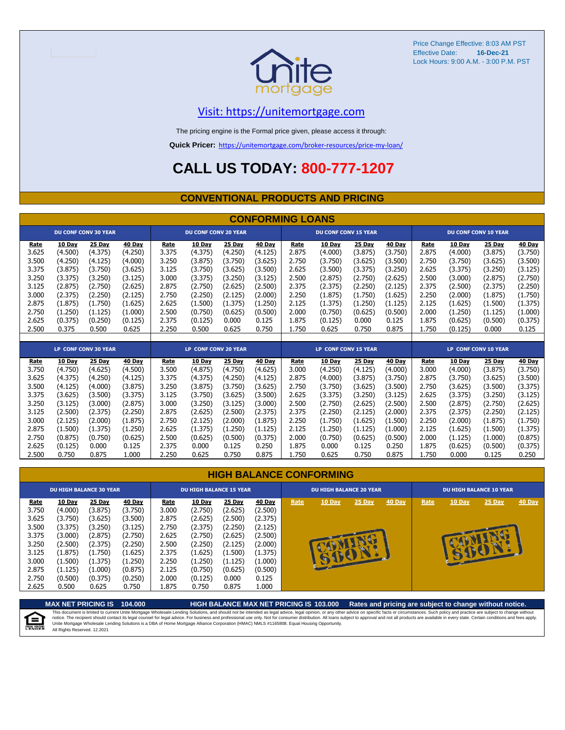Price Change Effective: 8:03 AM PST
Effective Date: **16-Dec-21**
Lock Hours: 9:00 A.M. - 3:00 P.M. PST

unite mortgage

Visit: https://unitemortgage.com

The pricing engine is the Formal price given, please access it through:

**Quick Pricer:** https://unitemortgage.com/broker-resources/price-my-loan/

# CALL US TODAY: 800-777-1207

## CONVENTIONAL PRODUCTS AND PRICING

### CONFORMING LOANS

| DU CONF CONV 30 YEAR | | | | DU CONF CONV 20 YEAR | | | | DU CONF CONV 15 YEAR | | | | DU CONF CONV 10 YEAR | | | |
|---|---|---|---|---|---|---|---|---|---|---|---|---|---|---|---|
| Rate | 10 Day | 25 Day | 40 Day | Rate | 10 Day | 25 Day | 40 Day | Rate | 10 Day | 25 Day | 40 Day | Rate | 10 Day | 25 Day | 40 Day |
| 3.625 | (4.500) | (4.375) | (4.250) | 3.375 | (4.375) | (4.250) | (4.125) | 2.875 | (4.000) | (3.875) | (3.750) | 2.875 | (4.000) | (3.875) | (3.750) |
| 3.500 | (4.250) | (4.125) | (4.000) | 3.250 | (3.875) | (3.750) | (3.625) | 2.750 | (3.750) | (3.625) | (3.500) | 2.750 | (3.750) | (3.625) | (3.500) |
| 3.375 | (3.875) | (3.750) | (3.625) | 3.125 | (3.750) | (3.625) | (3.500) | 2.625 | (3.500) | (3.375) | (3.250) | 2.625 | (3.375) | (3.250) | (3.125) |
| 3.250 | (3.375) | (3.250) | (3.125) | 3.000 | (3.375) | (3.250) | (3.125) | 2.500 | (2.875) | (2.750) | (2.625) | 2.500 | (3.000) | (2.875) | (2.750) |
| 3.125 | (2.875) | (2.750) | (2.625) | 2.875 | (2.750) | (2.625) | (2.500) | 2.375 | (2.375) | (2.250) | (2.125) | 2.375 | (2.500) | (2.375) | (2.250) |
| 3.000 | (2.375) | (2.250) | (2.125) | 2.750 | (2.250) | (2.125) | (2.000) | 2.250 | (1.875) | (1.750) | (1.625) | 2.250 | (2.000) | (1.875) | (1.750) |
| 2.875 | (1.875) | (1.750) | (1.625) | 2.625 | (1.500) | (1.375) | (1.250) | 2.125 | (1.375) | (1.250) | (1.125) | 2.125 | (1.625) | (1.500) | (1.375) |
| 2.750 | (1.250) | (1.125) | (1.000) | 2.500 | (0.750) | (0.625) | (0.500) | 2.000 | (0.750) | (0.625) | (0.500) | 2.000 | (1.250) | (1.125) | (1.000) |
| 2.625 | (0.375) | (0.250) | (0.125) | 2.375 | (0.125) | 0.000 | 0.125 | 1.875 | (0.125) | 0.000 | 0.125 | 1.875 | (0.625) | (0.500) | (0.375) |
| 2.500 | 0.375 | 0.500 | 0.625 | 2.250 | 0.500 | 0.625 | 0.750 | 1.750 | 0.625 | 0.750 | 0.875 | 1.750 | (0.125) | 0.000 | 0.125 |

| LP CONF CONV 30 YEAR | | | | LP CONF CONV 20 YEAR | | | | LP CONF CONV 15 YEAR | | | | LP CONF CONV 10 YEAR | | | |
|---|---|---|---|---|---|---|---|---|---|---|---|---|---|---|---|
| Rate | 10 Day | 25 Day | 40 Day | Rate | 10 Day | 25 Day | 40 Day | Rate | 10 Day | 25 Day | 40 Day | Rate | 10 Day | 25 Day | 40 Day |
| 3.750 | (4.750) | (4.625) | (4.500) | 3.500 | (4.875) | (4.750) | (4.625) | 3.000 | (4.250) | (4.125) | (4.000) | 3.000 | (4.000) | (3.875) | (3.750) |
| 3.625 | (4.375) | (4.250) | (4.125) | 3.375 | (4.375) | (4.250) | (4.125) | 2.875 | (4.000) | (3.875) | (3.750) | 2.875 | (3.750) | (3.625) | (3.500) |
| 3.500 | (4.125) | (4.000) | (3.875) | 3.250 | (3.875) | (3.750) | (3.625) | 2.750 | (3.750) | (3.625) | (3.500) | 2.750 | (3.625) | (3.500) | (3.375) |
| 3.375 | (3.625) | (3.500) | (3.375) | 3.125 | (3.750) | (3.625) | (3.500) | 2.625 | (3.375) | (3.250) | (3.125) | 2.625 | (3.375) | (3.250) | (3.125) |
| 3.250 | (3.125) | (3.000) | (2.875) | 3.000 | (3.250) | (3.125) | (3.000) | 2.500 | (2.750) | (2.625) | (2.500) | 2.500 | (2.875) | (2.750) | (2.625) |
| 3.125 | (2.500) | (2.375) | (2.250) | 2.875 | (2.625) | (2.500) | (2.375) | 2.375 | (2.250) | (2.125) | (2.000) | 2.375 | (2.375) | (2.250) | (2.125) |
| 3.000 | (2.125) | (2.000) | (1.875) | 2.750 | (2.125) | (2.000) | (1.875) | 2.250 | (1.750) | (1.625) | (1.500) | 2.250 | (2.000) | (1.875) | (1.750) |
| 2.875 | (1.500) | (1.375) | (1.250) | 2.625 | (1.375) | (1.250) | (1.125) | 2.125 | (1.250) | (1.125) | (1.000) | 2.125 | (1.625) | (1.500) | (1.375) |
| 2.750 | (0.875) | (0.750) | (0.625) | 2.500 | (0.625) | (0.500) | (0.375) | 2.000 | (0.750) | (0.625) | (0.500) | 2.000 | (1.125) | (1.000) | (0.875) |
| 2.625 | (0.125) | 0.000 | 0.125 | 2.375 | 0.000 | 0.125 | 0.250 | 1.875 | 0.000 | 0.125 | 0.250 | 1.875 | (0.625) | (0.500) | (0.375) |
| 2.500 | 0.750 | 0.875 | 1.000 | 2.250 | 0.625 | 0.750 | 0.875 | 1.750 | 0.625 | 0.750 | 0.875 | 1.750 | 0.000 | 0.125 | 0.250 |

### HIGH BALANCE CONFORMING

| DU HIGH BALANCE 30 YEAR | | | | DU HIGH BALANCE 15 YEAR | | | | DU HIGH BALANCE 20 YEAR | | | | DU HIGH BALANCE 10 YEAR | | | |
|---|---|---|---|---|---|---|---|---|---|---|---|---|---|---|---|
| Rate | 10 Day | 25 Day | 40 Day | Rate | 10 Day | 25 Day | 40 Day | Rate | 10 Day | 25 Day | 40 Day | Rate | 10 Day | 25 Day | 40 Day |
| 3.750 | (4.000) | (3.875) | (3.750) | 3.000 | (2.750) | (2.625) | (2.500) | COMING SOON! | | | | COMING SOON! | | | |
| 3.625 | (3.750) | (3.625) | (3.500) | 2.875 | (2.625) | (2.500) | (2.375) | | | | | | | | |
| 3.500 | (3.375) | (3.250) | (3.125) | 2.750 | (2.375) | (2.250) | (2.125) | | | | | | | | |
| 3.375 | (3.000) | (2.875) | (2.750) | 2.625 | (2.750) | (2.625) | (2.500) | | | | | | | | |
| 3.250 | (2.500) | (2.375) | (2.250) | 2.500 | (2.250) | (2.125) | (2.000) | | | | | | | | |
| 3.125 | (1.875) | (1.750) | (1.625) | 2.375 | (1.625) | (1.500) | (1.375) | | | | | | | | |
| 3.000 | (1.500) | (1.375) | (1.250) | 2.250 | (1.250) | (1.125) | (1.000) | | | | | | | | |
| 2.875 | (1.125) | (1.000) | (0.875) | 2.125 | (0.750) | (0.625) | (0.500) | | | | | | | | |
| 2.750 | (0.500) | (0.375) | (0.250) | 2.000 | (0.125) | 0.000 | 0.125 | | | | | | | | |
| 2.625 | 0.500 | 0.625 | 0.750 | 1.875 | 0.750 | 0.875 | 1.000 | | | | | | | | |

**MAX NET PRICING IS 104.000** **HIGH BALANCE MAX NET PRICING IS 103.000** **Rates and pricing are subject to change without notice.**

This document is limited to current Unite Mortgage Wholesale Lending Solutions, and should not be intended as legal advice, legal opinion, or any other advice on specific facts or circumstances. Such policy and practice are subject to change without notice. The recipient should contact its legal counsel for legal advice. For business and professional use only. Not for consumer distribution. All loans subject to approval and not all products are available in every state. Certain conditions and fees apply. Unite Mortgage Wholesale Lending Solutions is a DBA of Home Mortgage Alliance Corporation (HMAC) NMLS #1165808. Equal Housing Opportunity.
All Rights Reserved. 12.2021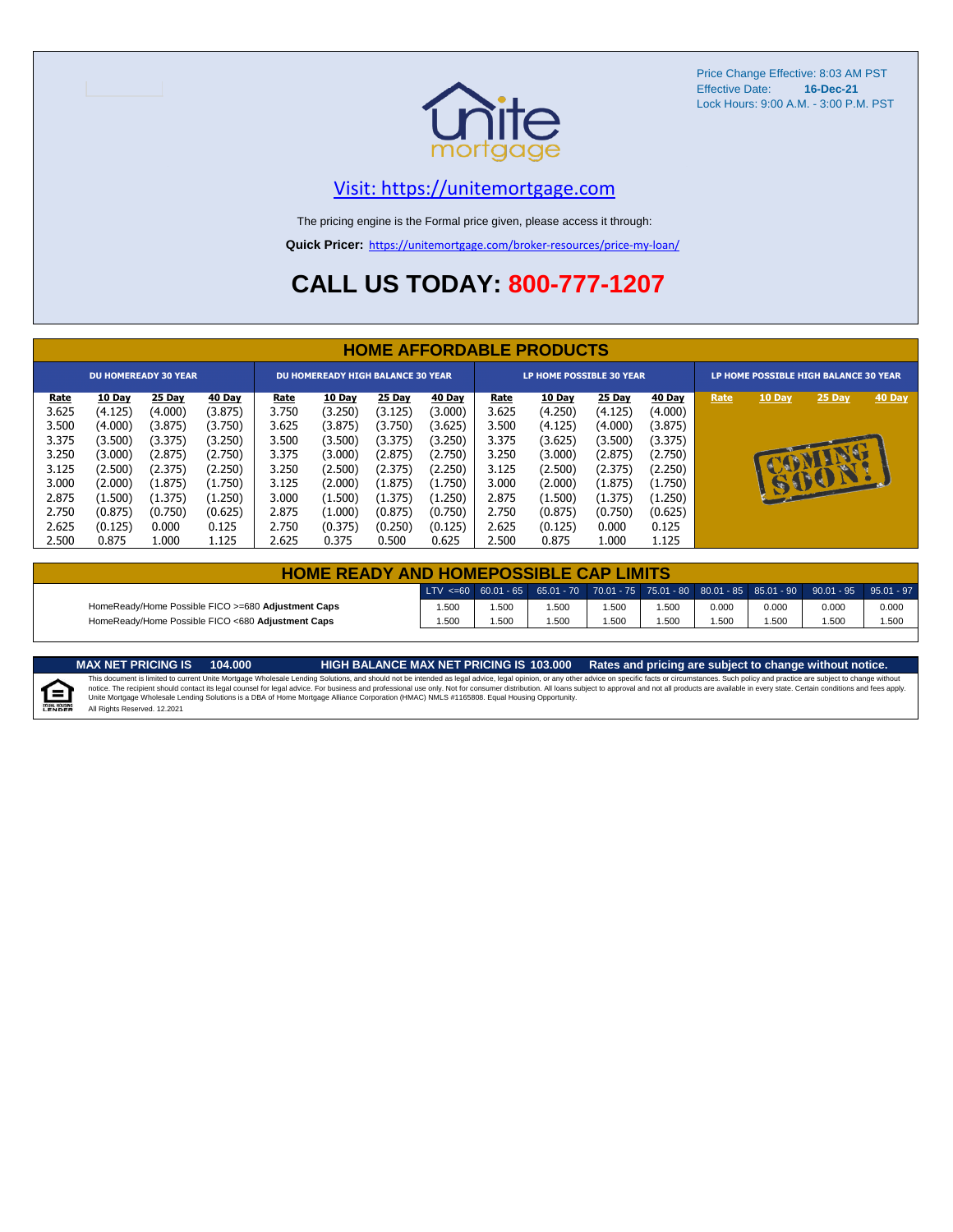Price Change Effective: 8:03 AM PST
Effective Date: **16-Dec-21**
Lock Hours: 9:00 A.M. - 3:00 P.M. PST

unite mortgage

Visit: https://unitemortgage.com

The pricing engine is the Formal price given, please access it through:

**Quick Pricer:** https://unitemortgage.com/broker-resources/price-my-loan/

# CALL US TODAY: 800-777-1207

## HOME AFFORDABLE PRODUCTS

| DU HOMEREADY 30 YEAR | | | | DU HOMEREADY HIGH BALANCE 30 YEAR | | | | LP HOME POSSIBLE 30 YEAR | | | | LP HOME POSSIBLE HIGH BALANCE 30 YEAR | | | |
|---|---|---|---|---|---|---|---|---|---|---|---|---|---|---|---|
| Rate | 10 Day | 25 Day | 40 Day | Rate | 10 Day | 25 Day | 40 Day | Rate | 10 Day | 25 Day | 40 Day | Rate | 10 Day | 25 Day | 40 Day |
| 3.625 | (4.125) | (4.000) | (3.875) | 3.750 | (3.250) | (3.125) | (3.000) | 3.625 | (4.250) | (4.125) | (4.000) | COMING SOON! | | | |
| 3.500 | (4.000) | (3.875) | (3.750) | 3.625 | (3.875) | (3.750) | (3.625) | 3.500 | (4.125) | (4.000) | (3.875) | | | | |
| 3.375 | (3.500) | (3.375) | (3.250) | 3.500 | (3.500) | (3.375) | (3.250) | 3.375 | (3.625) | (3.500) | (3.375) | | | | |
| 3.250 | (3.000) | (2.875) | (2.750) | 3.375 | (3.000) | (2.875) | (2.750) | 3.250 | (3.000) | (2.875) | (2.750) | | | | |
| 3.125 | (2.500) | (2.375) | (2.250) | 3.250 | (2.500) | (2.375) | (2.250) | 3.125 | (2.500) | (2.375) | (2.250) | | | | |
| 3.000 | (2.000) | (1.875) | (1.750) | 3.125 | (2.000) | (1.875) | (1.750) | 3.000 | (2.000) | (1.875) | (1.750) | | | | |
| 2.875 | (1.500) | (1.375) | (1.250) | 3.000 | (1.500) | (1.375) | (1.250) | 2.875 | (1.500) | (1.375) | (1.250) | | | | |
| 2.750 | (0.875) | (0.750) | (0.625) | 2.875 | (1.000) | (0.875) | (0.750) | 2.750 | (0.875) | (0.750) | (0.625) | | | | |
| 2.625 | (0.125) | 0.000 | 0.125 | 2.750 | (0.375) | (0.250) | (0.125) | 2.625 | (0.125) | 0.000 | 0.125 | | | | |
| 2.500 | 0.875 | 1.000 | 1.125 | 2.625 | 0.375 | 0.500 | 0.625 | 2.500 | 0.875 | 1.000 | 1.125 | | | | |

## HOME READY AND HOMEPOSSIBLE CAP LIMITS

| | LTV <=60 | 60.01 - 65 | 65.01 - 70 | 70.01 - 75 | 75.01 - 80 | 80.01 - 85 | 85.01 - 90 | 90.01 - 95 | 95.01 - 97 |
|---|---|---|---|---|---|---|---|---|---|
| HomeReady/Home Possible FICO >=680 **Adjustment Caps** | 1.500 | 1.500 | 1.500 | 1.500 | 1.500 | 0.000 | 0.000 | 0.000 | 0.000 |
| HomeReady/Home Possible FICO <680 **Adjustment Caps** | 1.500 | 1.500 | 1.500 | 1.500 | 1.500 | 1.500 | 1.500 | 1.500 | 1.500 |

**MAX NET PRICING IS 104.000** **HIGH BALANCE MAX NET PRICING IS 103.000** **Rates and pricing are subject to change without notice.**

This document is limited to current Unite Mortgage Wholesale Lending Solutions, and should not be intended as legal advice, legal opinion, or any other advice on specific facts or circumstances. Such policy and practice are subject to change without notice. The recipient should contact its legal counsel for legal advice. For business and professional use only. Not for consumer distribution. All loans subject to approval and not all products are available in every state. Certain conditions and fees apply. Unite Mortgage Wholesale Lending Solutions is a DBA of Home Mortgage Alliance Corporation (HMAC) NMLS #1165808. Equal Housing Opportunity.
All Rights Reserved. 12.2021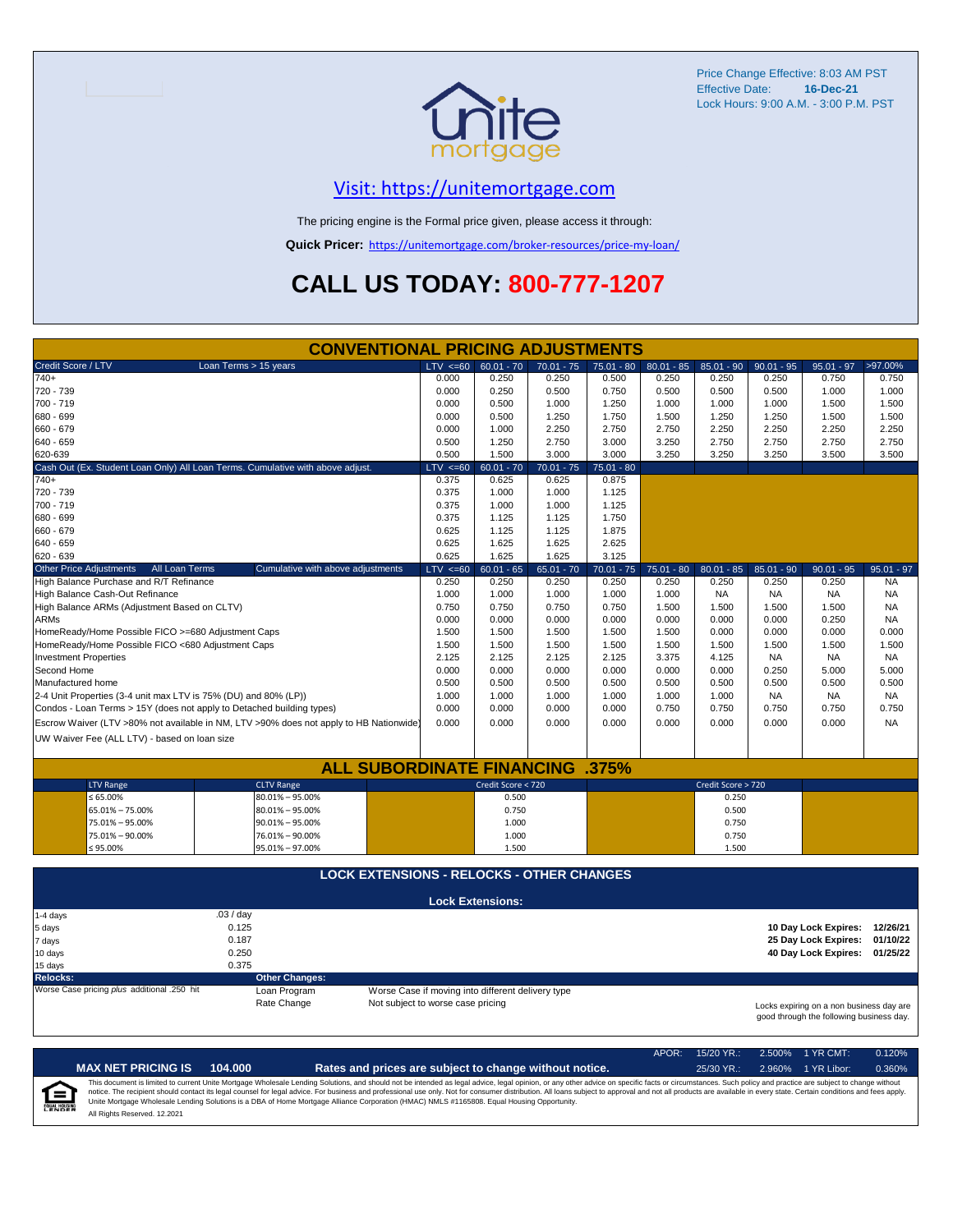Price Change Effective: 8:03 AM PST
Effective Date: **16-Dec-21**
Lock Hours: 9:00 A.M. - 3:00 P.M. PST

## [Visit: https://unitemortgage.com](https://unitemortgage.com)

The pricing engine is the Formal price given, please access it through:

**Quick Pricer:** https://unitemortgage.com/broker-resources/price-my-loan/

# CALL US TODAY: 800-777-1207

## CONVENTIONAL PRICING ADJUSTMENTS

| Credit Score / LTV — Loan Terms > 15 years | LTV <=60 | 60.01 - 70 | 70.01 - 75 | 75.01 - 80 | 80.01 - 85 | 85.01 - 90 | 90.01 - 95 | 95.01 - 97 | >97.00% |
|---|---|---|---|---|---|---|---|---|---|
| 740+ | 0.000 | 0.250 | 0.250 | 0.500 | 0.250 | 0.250 | 0.250 | 0.750 | 0.750 |
| 720 - 739 | 0.000 | 0.250 | 0.500 | 0.750 | 0.500 | 0.500 | 0.500 | 1.000 | 1.000 |
| 700 - 719 | 0.000 | 0.500 | 1.000 | 1.250 | 1.000 | 1.000 | 1.000 | 1.500 | 1.500 |
| 680 - 699 | 0.000 | 0.500 | 1.250 | 1.750 | 1.500 | 1.250 | 1.250 | 1.500 | 1.500 |
| 660 - 679 | 0.000 | 1.000 | 2.250 | 2.750 | 2.750 | 2.250 | 2.250 | 2.250 | 2.250 |
| 640 - 659 | 0.500 | 1.250 | 2.750 | 3.000 | 3.250 | 2.750 | 2.750 | 2.750 | 2.750 |
| 620-639 | 0.500 | 1.500 | 3.000 | 3.000 | 3.250 | 3.250 | 3.250 | 3.500 | 3.500 |

| Cash Out (Ex. Student Loan Only) All Loan Terms. Cumulative with above adjust. | LTV <=60 | 60.01 - 70 | 70.01 - 75 | 75.01 - 80 |
|---|---|---|---|---|
| 740+ | 0.375 | 0.625 | 0.625 | 0.875 |
| 720 - 739 | 0.375 | 1.000 | 1.000 | 1.125 |
| 700 - 719 | 0.375 | 1.000 | 1.000 | 1.125 |
| 680 - 699 | 0.375 | 1.125 | 1.125 | 1.750 |
| 660 - 679 | 0.625 | 1.125 | 1.125 | 1.875 |
| 640 - 659 | 0.625 | 1.625 | 1.625 | 2.625 |
| 620 - 639 | 0.625 | 1.625 | 1.625 | 3.125 |

| Other Price Adjustments — All Loan Terms — Cumulative with above adjustments | LTV <=60 | 60.01 - 65 | 65.01 - 70 | 70.01 - 75 | 75.01 - 80 | 80.01 - 85 | 85.01 - 90 | 90.01 - 95 | 95.01 - 97 |
|---|---|---|---|---|---|---|---|---|---|
| High Balance Purchase and R/T Refinance | 0.250 | 0.250 | 0.250 | 0.250 | 0.250 | 0.250 | 0.250 | 0.250 | NA |
| High Balance Cash-Out Refinance | 1.000 | 1.000 | 1.000 | 1.000 | 1.000 | NA | NA | NA | NA |
| High Balance ARMs (Adjustment Based on CLTV) | 0.750 | 0.750 | 0.750 | 0.750 | 1.500 | 1.500 | 1.500 | 1.500 | NA |
| ARMs | 0.000 | 0.000 | 0.000 | 0.000 | 0.000 | 0.000 | 0.000 | 0.250 | NA |
| HomeReady/Home Possible FICO >=680 Adjustment Caps | 1.500 | 1.500 | 1.500 | 1.500 | 1.500 | 0.000 | 0.000 | 0.000 | 0.000 |
| HomeReady/Home Possible FICO <680 Adjustment Caps | 1.500 | 1.500 | 1.500 | 1.500 | 1.500 | 1.500 | 1.500 | 1.500 | 1.500 |
| Investment Properties | 2.125 | 2.125 | 2.125 | 2.125 | 3.375 | 4.125 | NA | NA | NA |
| Second Home | 0.000 | 0.000 | 0.000 | 0.000 | 0.000 | 0.000 | 0.250 | 5.000 | 5.000 |
| Manufactured home | 0.500 | 0.500 | 0.500 | 0.500 | 0.500 | 0.500 | 0.500 | 0.500 | 0.500 |
| 2-4 Unit Properties (3-4 unit max LTV is 75% (DU) and 80% (LP)) | 1.000 | 1.000 | 1.000 | 1.000 | 1.000 | 1.000 | NA | NA | NA |
| Condos - Loan Terms > 15Y (does not apply to Detached building types) | 0.000 | 0.000 | 0.000 | 0.000 | 0.750 | 0.750 | 0.750 | 0.750 | 0.750 |
| Escrow Waiver (LTV >80% not available in NM, LTV >90% does not apply to HB Nationwide) | 0.000 | 0.000 | 0.000 | 0.000 | 0.000 | 0.000 | 0.000 | 0.000 | NA |
| UW Waiver Fee (ALL LTV) - based on loan size | | | | | | | | | |

## ALL SUBORDINATE FINANCING .375%

| LTV Range | CLTV Range | Credit Score < 720 | Credit Score > 720 |
|---|---|---|---|
| ≤ 65.00% | 80.01% – 95.00% | 0.500 | 0.250 |
| 65.01% – 75.00% | 80.01% – 95.00% | 0.750 | 0.500 |
| 75.01% – 95.00% | 90.01% – 95.00% | 1.000 | 0.750 |
| 75.01% – 90.00% | 76.01% – 90.00% | 1.000 | 0.750 |
| ≤ 95.00% | 95.01% – 97.00% | 1.500 | 1.500 |

## LOCK EXTENSIONS - RELOCKS - OTHER CHANGES

**Lock Extensions:**

| | |
|---|---|
| 1-4 days | .03 / day |
| 5 days | 0.125 |
| 7 days | 0.187 |
| 10 days | 0.250 |
| 15 days | 0.375 |

| | |
|---|---|
| **10 Day Lock Expires:** | 12/26/21 |
| **25 Day Lock Expires:** | 01/10/22 |
| **40 Day Lock Expires:** | 01/25/22 |

**Relocks:**
Worse Case pricing *plus* additional .250 hit

**Other Changes:**

| | |
|---|---|
| Loan Program | Worse Case if moving into different delivery type |
| Rate Change | Not subject to worse case pricing |

Locks expiring on a non business day are good through the following business day.

| APOR: | 15/20 YR.: | 2.500% | 1 YR CMT: | 0.120% |
|---|---|---|---|---|
| | 25/30 YR.: | 2.960% | 1 YR Libor: | 0.360% |

**MAX NET PRICING IS 104.000**

**Rates and prices are subject to change without notice.**

This document is limited to current Unite Mortgage Wholesale Lending Solutions, and should not be intended as legal advice, legal opinion, or any other advice on specific facts or circumstances. Such policy and practice are subject to change without notice. The recipient should contact its legal counsel for legal advice. For business and professional use only. Not for consumer distribution. All loans subject to approval and not all products are available in every state. Certain conditions and fees apply. Unite Mortgage Wholesale Lending Solutions is a DBA of Home Mortgage Alliance Corporation (HMAC) NMLS #1165808. Equal Housing Opportunity.
All Rights Reserved. 12.2021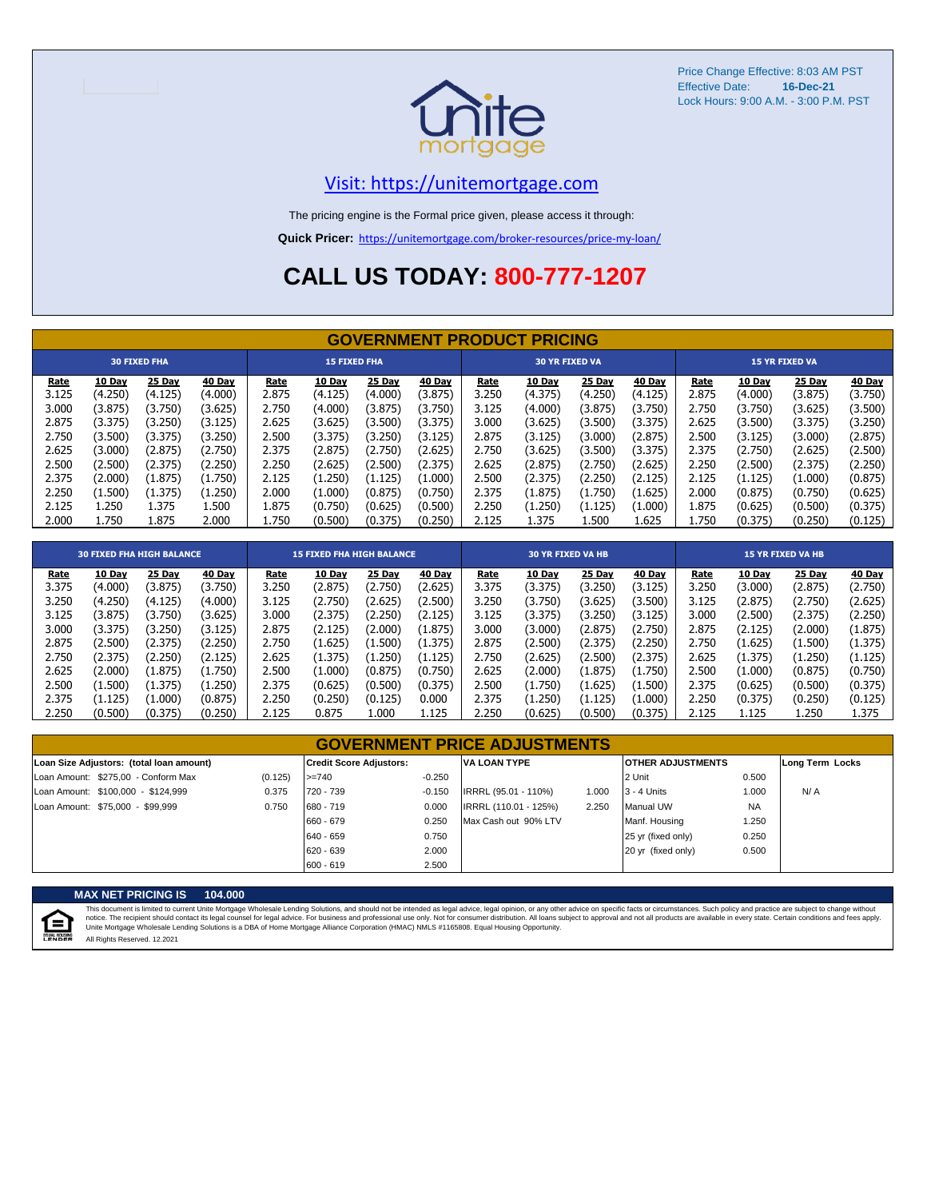Price Change Effective: 8:03 AM PST
Effective Date: **16-Dec-21**
Lock Hours: 9:00 A.M. - 3:00 P.M. PST

## Visit: https://unitemortgage.com

The pricing engine is the Formal price given, please access it through:

**Quick Pricer:** https://unitemortgage.com/broker-resources/price-my-loan/

# CALL US TODAY: 800-777-1207

## GOVERNMENT PRODUCT PRICING

| 30 FIXED FHA | | | | 15 FIXED FHA | | | | 30 YR FIXED VA | | | | 15 YR FIXED VA | | | |
|---|---|---|---|---|---|---|---|---|---|---|---|---|---|---|---|
| Rate | 10 Day | 25 Day | 40 Day | Rate | 10 Day | 25 Day | 40 Day | Rate | 10 Day | 25 Day | 40 Day | Rate | 10 Day | 25 Day | 40 Day |
| 3.125 | (4.250) | (4.125) | (4.000) | 2.875 | (4.125) | (4.000) | (3.875) | 3.250 | (4.375) | (4.250) | (4.125) | 2.875 | (4.000) | (3.875) | (3.750) |
| 3.000 | (3.875) | (3.750) | (3.625) | 2.750 | (4.000) | (3.875) | (3.750) | 3.125 | (4.000) | (3.875) | (3.750) | 2.750 | (3.750) | (3.625) | (3.500) |
| 2.875 | (3.375) | (3.250) | (3.125) | 2.625 | (3.625) | (3.500) | (3.375) | 3.000 | (3.625) | (3.500) | (3.375) | 2.625 | (3.500) | (3.375) | (3.250) |
| 2.750 | (3.500) | (3.375) | (3.250) | 2.500 | (3.375) | (3.250) | (3.125) | 2.875 | (3.125) | (3.000) | (2.875) | 2.500 | (3.125) | (3.000) | (2.875) |
| 2.625 | (3.000) | (2.875) | (2.750) | 2.375 | (2.875) | (2.750) | (2.625) | 2.750 | (3.625) | (3.500) | (3.375) | 2.375 | (2.750) | (2.625) | (2.500) |
| 2.500 | (2.500) | (2.375) | (2.250) | 2.250 | (2.625) | (2.500) | (2.375) | 2.625 | (2.875) | (2.750) | (2.625) | 2.250 | (2.500) | (2.375) | (2.250) |
| 2.375 | (2.000) | (1.875) | (1.750) | 2.125 | (1.250) | (1.125) | (1.000) | 2.500 | (2.375) | (2.250) | (2.125) | 2.125 | (1.125) | (1.000) | (0.875) |
| 2.250 | (1.500) | (1.375) | (1.250) | 2.000 | (1.000) | (0.875) | (0.750) | 2.375 | (1.875) | (1.750) | (1.625) | 2.000 | (0.875) | (0.750) | (0.625) |
| 2.125 | 1.250 | 1.375 | 1.500 | 1.875 | (0.750) | (0.625) | (0.500) | 2.250 | (1.250) | (1.125) | (1.000) | 1.875 | (0.625) | (0.500) | (0.375) |
| 2.000 | 1.750 | 1.875 | 2.000 | 1.750 | (0.500) | (0.375) | (0.250) | 2.125 | 1.375 | 1.500 | 1.625 | 1.750 | (0.375) | (0.250) | (0.125) |

| 30 FIXED FHA HIGH BALANCE | | | | 15 FIXED FHA HIGH BALANCE | | | | 30 YR FIXED VA HB | | | | 15 YR FIXED VA HB | | | |
|---|---|---|---|---|---|---|---|---|---|---|---|---|---|---|---|
| Rate | 10 Day | 25 Day | 40 Day | Rate | 10 Day | 25 Day | 40 Day | Rate | 10 Day | 25 Day | 40 Day | Rate | 10 Day | 25 Day | 40 Day |
| 3.375 | (4.000) | (3.875) | (3.750) | 3.250 | (2.875) | (2.750) | (2.625) | 3.375 | (3.375) | (3.250) | (3.125) | 3.250 | (3.000) | (2.875) | (2.750) |
| 3.250 | (4.250) | (4.125) | (4.000) | 3.125 | (2.750) | (2.625) | (2.500) | 3.250 | (3.750) | (3.625) | (3.500) | 3.125 | (2.875) | (2.750) | (2.625) |
| 3.125 | (3.875) | (3.750) | (3.625) | 3.000 | (2.375) | (2.250) | (2.125) | 3.125 | (3.375) | (3.250) | (3.125) | 3.000 | (2.500) | (2.375) | (2.250) |
| 3.000 | (3.375) | (3.250) | (3.125) | 2.875 | (2.125) | (2.000) | (1.875) | 3.000 | (3.000) | (2.875) | (2.750) | 2.875 | (2.125) | (2.000) | (1.875) |
| 2.875 | (2.500) | (2.375) | (2.250) | 2.750 | (1.625) | (1.500) | (1.375) | 2.875 | (2.500) | (2.375) | (2.250) | 2.750 | (1.625) | (1.500) | (1.375) |
| 2.750 | (2.375) | (2.250) | (2.125) | 2.625 | (1.375) | (1.250) | (1.125) | 2.750 | (2.625) | (2.500) | (2.375) | 2.625 | (1.375) | (1.250) | (1.125) |
| 2.625 | (2.000) | (1.875) | (1.750) | 2.500 | (1.000) | (0.875) | (0.750) | 2.625 | (2.000) | (1.875) | (1.750) | 2.500 | (1.000) | (0.875) | (0.750) |
| 2.500 | (1.500) | (1.375) | (1.250) | 2.375 | (0.625) | (0.500) | (0.375) | 2.500 | (1.750) | (1.625) | (1.500) | 2.375 | (0.625) | (0.500) | (0.375) |
| 2.375 | (1.125) | (1.000) | (0.875) | 2.250 | (0.250) | (0.125) | 0.000 | 2.375 | (1.250) | (1.125) | (1.000) | 2.250 | (0.375) | (0.250) | (0.125) |
| 2.250 | (0.500) | (0.375) | (0.250) | 2.125 | 0.875 | 1.000 | 1.125 | 2.250 | (0.625) | (0.500) | (0.375) | 2.125 | 1.125 | 1.250 | 1.375 |

## GOVERNMENT PRICE ADJUSTMENTS

| Loan Size Adjustors: (total loan amount) | | Credit Score Adjustors: | | VA LOAN TYPE | | OTHER ADJUSTMENTS | | Long Term Locks |
|---|---|---|---|---|---|---|---|---|
| Loan Amount: $275,000 - Conform Max | (0.125) | >=740 | -0.250 | | | 2 Unit | 0.500 | |
| Loan Amount: $100,000 - $124,999 | 0.375 | 720 - 739 | -0.150 | IRRRL (95.01 - 110%) | 1.000 | 3 - 4 Units | 1.000 | N/ A |
| Loan Amount: $75,000 - $99,999 | 0.750 | 680 - 719 | 0.000 | IRRRL (110.01 - 125%) | 2.250 | Manual UW | NA | |
| | | 660 - 679 | 0.250 | Max Cash out 90% LTV | | Manf. Housing | 1.250 | |
| | | 640 - 659 | 0.750 | | | 25 yr (fixed only) | 0.250 | |
| | | 620 - 639 | 2.000 | | | 20 yr (fixed only) | 0.500 | |
| | | 600 - 619 | 2.500 | | | | | |

**MAX NET PRICING IS 104.000**

This document is limited to current Unite Mortgage Wholesale Lending Solutions, and should not be intended as legal advice, legal opinion, or any other advice on specific facts or circumstances. Such policy and practice are subject to change without notice. The recipient should contact its legal counsel for legal advice. For business and professional use only. Not for consumer distribution. All loans subject to approval and not all products are available in every state. Certain conditions and fees apply. Unite Mortgage Wholesale Lending Solutions is a DBA of Home Mortgage Alliance Corporation (HMAC) NMLS #1165808. Equal Housing Opportunity.

All Rights Reserved. 12.2021